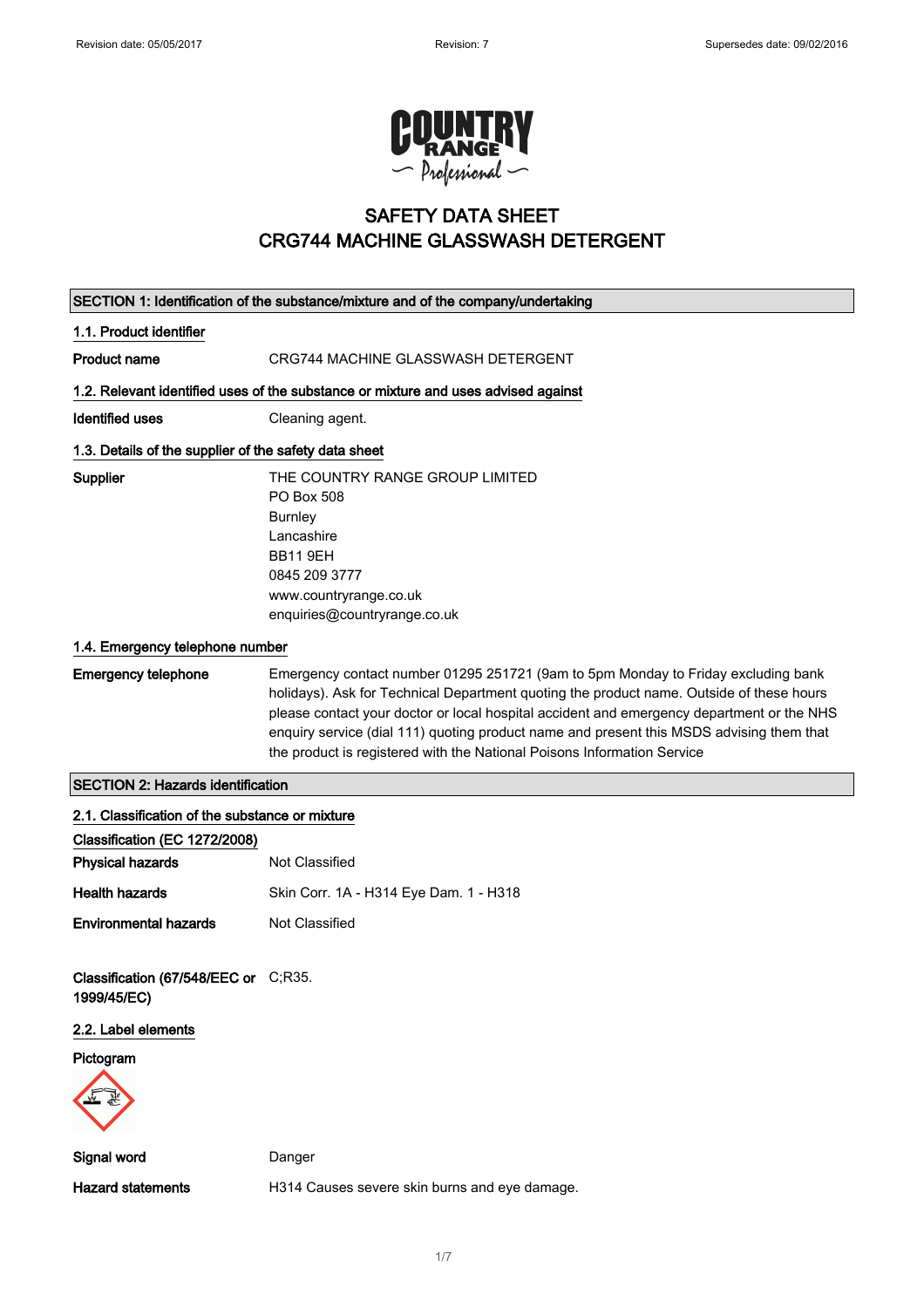Revision date: 05/05/2017 Revision: 7 Supersedes date: 09/02/2016

# SAFETY DATA SHEET
# CRG744 MACHINE GLASSWASH DETERGENT

## SECTION 1: Identification of the substance/mixture and of the company/undertaking

### 1.1. Product identifier

**Product name** CRG744 MACHINE GLASSWASH DETERGENT

### 1.2. Relevant identified uses of the substance or mixture and uses advised against

**Identified uses** Cleaning agent.

### 1.3. Details of the supplier of the safety data sheet

**Supplier**
THE COUNTRY RANGE GROUP LIMITED
PO Box 508
Burnley
Lancashire
BB11 9EH
0845 209 3777
www.countryrange.co.uk
enquiries@countryrange.co.uk

### 1.4. Emergency telephone number

**Emergency telephone** Emergency contact number 01295 251721 (9am to 5pm Monday to Friday excluding bank holidays). Ask for Technical Department quoting the product name. Outside of these hours please contact your doctor or local hospital accident and emergency department or the NHS enquiry service (dial 111) quoting product name and present this MSDS advising them that the product is registered with the National Poisons Information Service

## SECTION 2: Hazards identification

### 2.1. Classification of the substance or mixture

**Classification (EC 1272/2008)**

**Physical hazards** Not Classified

**Health hazards** Skin Corr. 1A - H314 Eye Dam. 1 - H318

**Environmental hazards** Not Classified

**Classification (67/548/EEC or 1999/45/EC)** C;R35.

### 2.2. Label elements

**Pictogram**

**Signal word** Danger

**Hazard statements** H314 Causes severe skin burns and eye damage.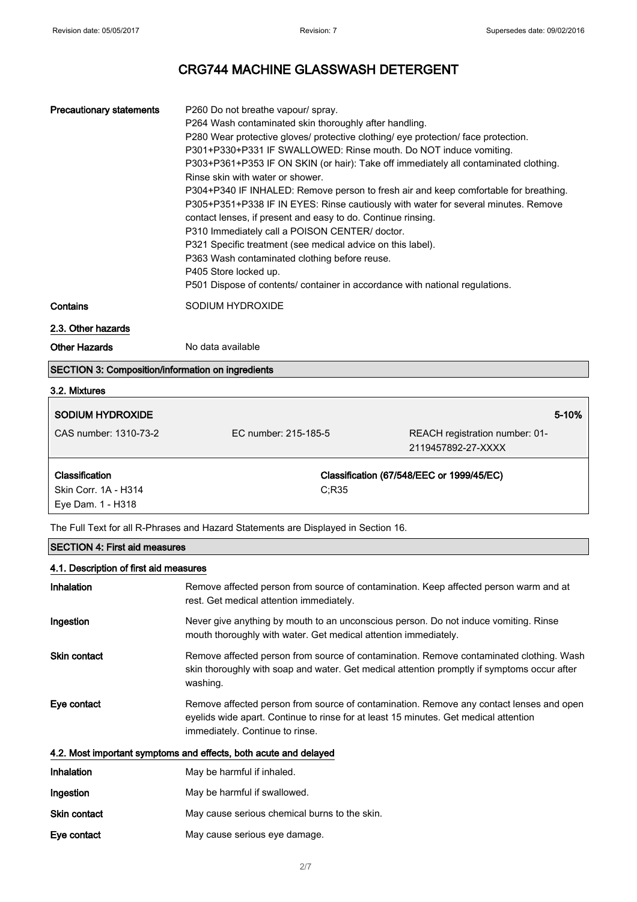| | |
|---|---|
| **Precautionary statements** | P260 Do not breathe vapour/ spray.<br>P264 Wash contaminated skin thoroughly after handling.<br>P280 Wear protective gloves/ protective clothing/ eye protection/ face protection.<br>P301+P330+P331 IF SWALLOWED: Rinse mouth. Do NOT induce vomiting.<br>P303+P361+P353 IF ON SKIN (or hair): Take off immediately all contaminated clothing. Rinse skin with water or shower.<br>P304+P340 IF INHALED: Remove person to fresh air and keep comfortable for breathing.<br>P305+P351+P338 IF IN EYES: Rinse cautiously with water for several minutes. Remove contact lenses, if present and easy to do. Continue rinsing.<br>P310 Immediately call a POISON CENTER/ doctor.<br>P321 Specific treatment (see medical advice on this label).<br>P363 Wash contaminated clothing before reuse.<br>P405 Store locked up.<br>P501 Dispose of contents/ container in accordance with national regulations. |
| **Contains** | SODIUM HYDROXIDE |

### 2.3. Other hazards

| | |
|---|---|
| **Other Hazards** | No data available |

## SECTION 3: Composition/information on ingredients

### 3.2. Mixtures

| **SODIUM HYDROXIDE** | | **5-10%** |
|---|---|---|
| CAS number: 1310-73-2 | EC number: 215-185-5 | REACH registration number: 01-2119457892-27-XXXX |
| **Classification**<br>Skin Corr. 1A - H314<br>Eye Dam. 1 - H318 | | **Classification (67/548/EEC or 1999/45/EC)**<br>C;R35 |

The Full Text for all R-Phrases and Hazard Statements are Displayed in Section 16.

## SECTION 4: First aid measures

### 4.1. Description of first aid measures

| | |
|---|---|
| **Inhalation** | Remove affected person from source of contamination. Keep affected person warm and at rest. Get medical attention immediately. |
| **Ingestion** | Never give anything by mouth to an unconscious person. Do not induce vomiting. Rinse mouth thoroughly with water. Get medical attention immediately. |
| **Skin contact** | Remove affected person from source of contamination. Remove contaminated clothing. Wash skin thoroughly with soap and water. Get medical attention promptly if symptoms occur after washing. |
| **Eye contact** | Remove affected person from source of contamination. Remove any contact lenses and open eyelids wide apart. Continue to rinse for at least 15 minutes. Get medical attention immediately. Continue to rinse. |

### 4.2. Most important symptoms and effects, both acute and delayed

| | |
|---|---|
| **Inhalation** | May be harmful if inhaled. |
| **Ingestion** | May be harmful if swallowed. |
| **Skin contact** | May cause serious chemical burns to the skin. |
| **Eye contact** | May cause serious eye damage. |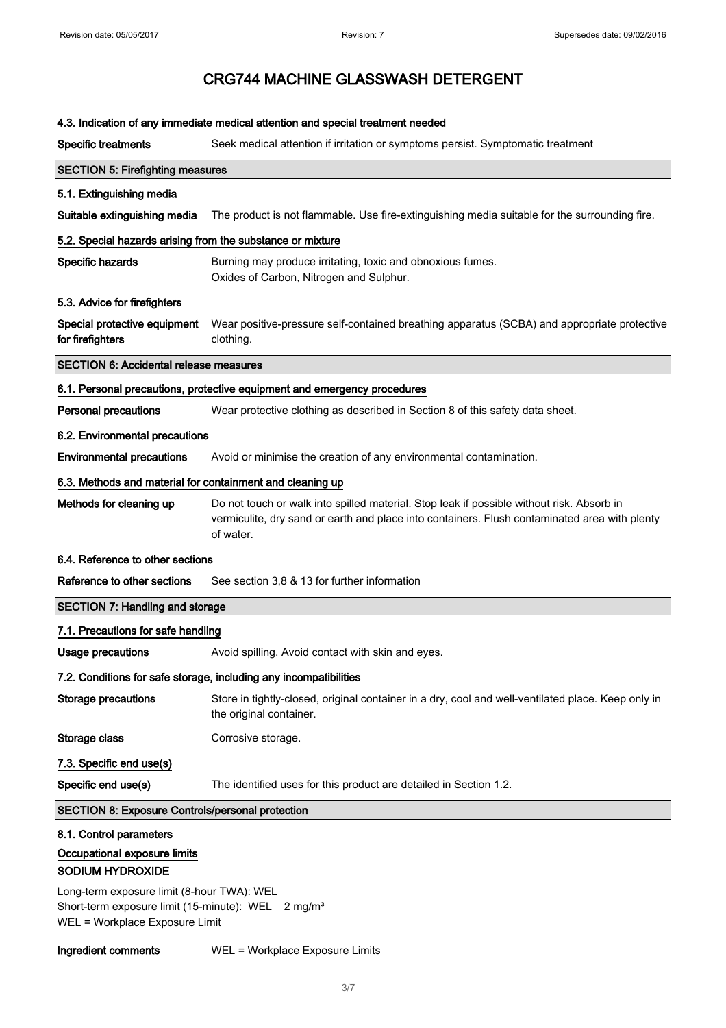# CRG744 MACHINE GLASSWASH DETERGENT

### 4.3. Indication of any immediate medical attention and special treatment needed

**Specific treatments** Seek medical attention if irritation or symptoms persist. Symptomatic treatment

## SECTION 5: Firefighting measures

### 5.1. Extinguishing media

**Suitable extinguishing media** The product is not flammable. Use fire-extinguishing media suitable for the surrounding fire.

### 5.2. Special hazards arising from the substance or mixture

**Specific hazards** Burning may produce irritating, toxic and obnoxious fumes.
Oxides of Carbon, Nitrogen and Sulphur.

### 5.3. Advice for firefighters

**Special protective equipment for firefighters** Wear positive-pressure self-contained breathing apparatus (SCBA) and appropriate protective clothing.

## SECTION 6: Accidental release measures

### 6.1. Personal precautions, protective equipment and emergency procedures

**Personal precautions** Wear protective clothing as described in Section 8 of this safety data sheet.

### 6.2. Environmental precautions

**Environmental precautions** Avoid or minimise the creation of any environmental contamination.

### 6.3. Methods and material for containment and cleaning up

**Methods for cleaning up** Do not touch or walk into spilled material. Stop leak if possible without risk. Absorb in vermiculite, dry sand or earth and place into containers. Flush contaminated area with plenty of water.

### 6.4. Reference to other sections

**Reference to other sections** See section 3,8 & 13 for further information

## SECTION 7: Handling and storage

### 7.1. Precautions for safe handling

**Usage precautions** Avoid spilling. Avoid contact with skin and eyes.

### 7.2. Conditions for safe storage, including any incompatibilities

**Storage precautions** Store in tightly-closed, original container in a dry, cool and well-ventilated place. Keep only in the original container.

**Storage class** Corrosive storage.

### 7.3. Specific end use(s)

**Specific end use(s)** The identified uses for this product are detailed in Section 1.2.

## SECTION 8: Exposure Controls/personal protection

### 8.1. Control parameters

### Occupational exposure limits

**SODIUM HYDROXIDE**

Long-term exposure limit (8-hour TWA): WEL
Short-term exposure limit (15-minute): WEL 2 mg/m³
WEL = Workplace Exposure Limit

**Ingredient comments** WEL = Workplace Exposure Limits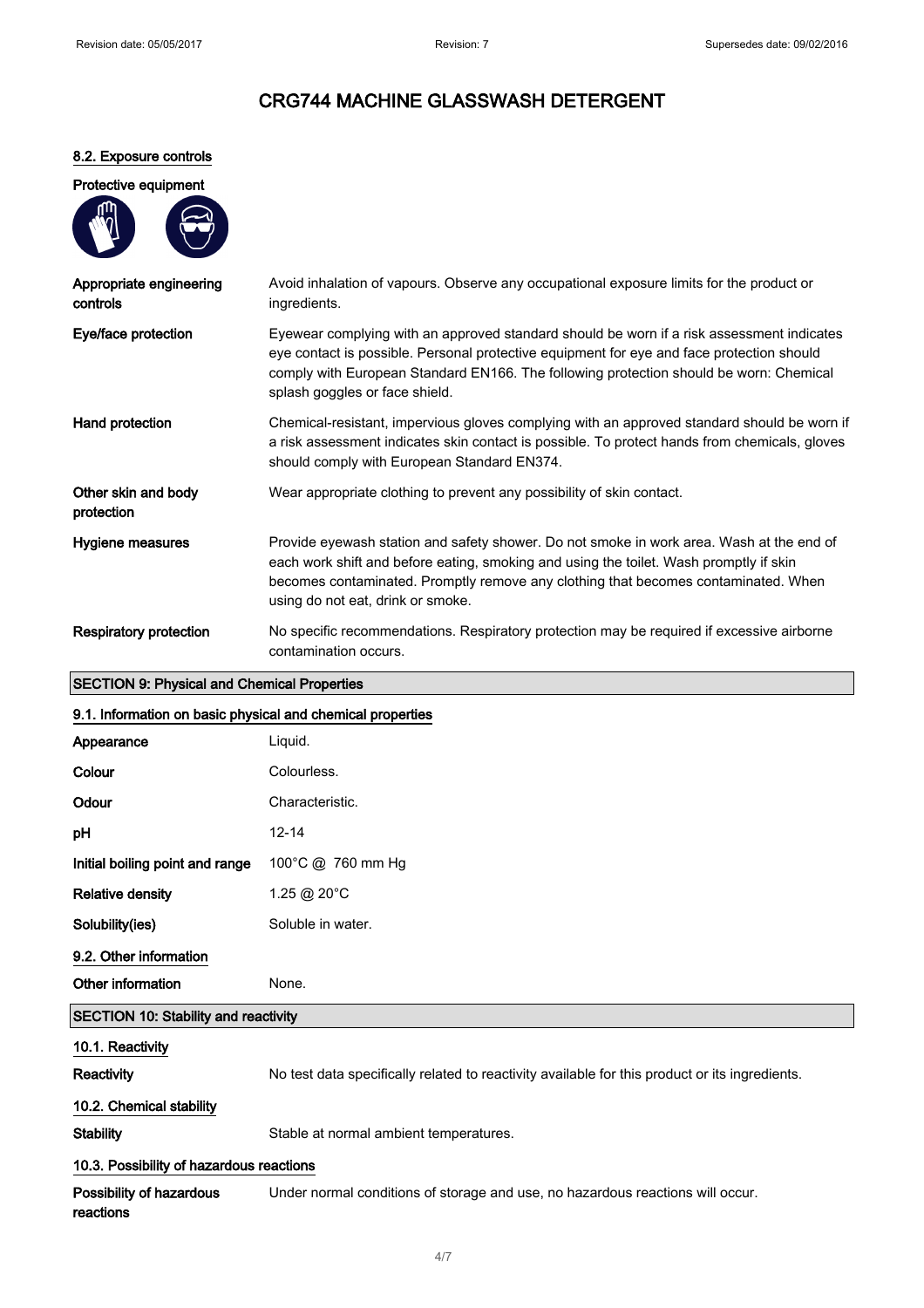# CRG744 MACHINE GLASSWASH DETERGENT

### 8.2. Exposure controls

**Protective equipment**

| | |
|---|---|
| **Appropriate engineering controls** | Avoid inhalation of vapours. Observe any occupational exposure limits for the product or ingredients. |
| **Eye/face protection** | Eyewear complying with an approved standard should be worn if a risk assessment indicates eye contact is possible. Personal protective equipment for eye and face protection should comply with European Standard EN166. The following protection should be worn: Chemical splash goggles or face shield. |
| **Hand protection** | Chemical-resistant, impervious gloves complying with an approved standard should be worn if a risk assessment indicates skin contact is possible. To protect hands from chemicals, gloves should comply with European Standard EN374. |
| **Other skin and body protection** | Wear appropriate clothing to prevent any possibility of skin contact. |
| **Hygiene measures** | Provide eyewash station and safety shower. Do not smoke in work area. Wash at the end of each work shift and before eating, smoking and using the toilet. Wash promptly if skin becomes contaminated. Promptly remove any clothing that becomes contaminated. When using do not eat, drink or smoke. |
| **Respiratory protection** | No specific recommendations. Respiratory protection may be required if excessive airborne contamination occurs. |

## SECTION 9: Physical and Chemical Properties

### 9.1. Information on basic physical and chemical properties

| | |
|---|---|
| **Appearance** | Liquid. |
| **Colour** | Colourless. |
| **Odour** | Characteristic. |
| **pH** | 12-14 |
| **Initial boiling point and range** | 100°C @ 760 mm Hg |
| **Relative density** | 1.25 @ 20°C |
| **Solubility(ies)** | Soluble in water. |

### 9.2. Other information

| | |
|---|---|
| **Other information** | None. |

## SECTION 10: Stability and reactivity

### 10.1. Reactivity

| | |
|---|---|
| **Reactivity** | No test data specifically related to reactivity available for this product or its ingredients. |

### 10.2. Chemical stability

| | |
|---|---|
| **Stability** | Stable at normal ambient temperatures. |

### 10.3. Possibility of hazardous reactions

| | |
|---|---|
| **Possibility of hazardous reactions** | Under normal conditions of storage and use, no hazardous reactions will occur. |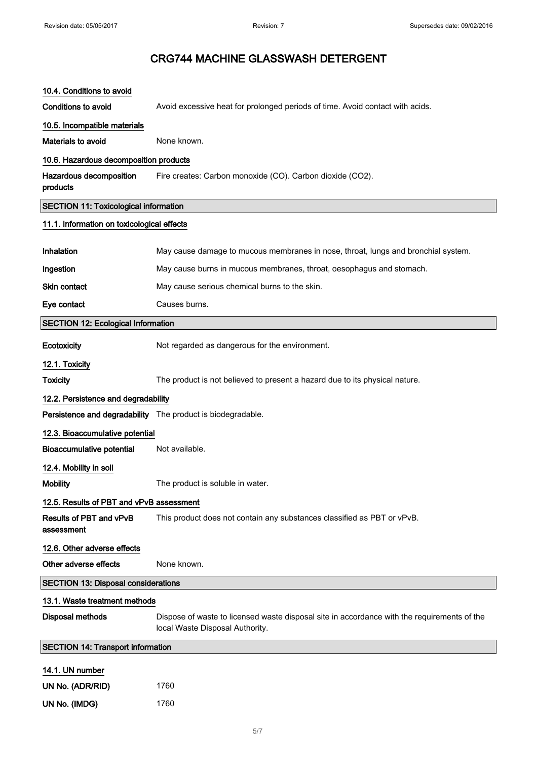# CRG744 MACHINE GLASSWASH DETERGENT

### 10.4. Conditions to avoid

**Conditions to avoid** Avoid excessive heat for prolonged periods of time. Avoid contact with acids.

### 10.5. Incompatible materials

**Materials to avoid** None known.

### 10.6. Hazardous decomposition products

**Hazardous decomposition products** Fire creates: Carbon monoxide (CO). Carbon dioxide ($CO_2$).

## SECTION 11: Toxicological information

### 11.1. Information on toxicological effects

**Inhalation** May cause damage to mucous membranes in nose, throat, lungs and bronchial system.

**Ingestion** May cause burns in mucous membranes, throat, oesophagus and stomach.

**Skin contact** May cause serious chemical burns to the skin.

**Eye contact** Causes burns.

## SECTION 12: Ecological Information

**Ecotoxicity** Not regarded as dangerous for the environment.

### 12.1. Toxicity

**Toxicity** The product is not believed to present a hazard due to its physical nature.

### 12.2. Persistence and degradability

**Persistence and degradability** The product is biodegradable.

### 12.3. Bioaccumulative potential

**Bioaccumulative potential** Not available.

### 12.4. Mobility in soil

**Mobility** The product is soluble in water.

### 12.5. Results of PBT and vPvB assessment

**Results of PBT and vPvB assessment** This product does not contain any substances classified as PBT or vPvB.

### 12.6. Other adverse effects

**Other adverse effects** None known.

## SECTION 13: Disposal considerations

### 13.1. Waste treatment methods

**Disposal methods** Dispose of waste to licensed waste disposal site in accordance with the requirements of the local Waste Disposal Authority.

## SECTION 14: Transport information

### 14.1. UN number

**UN No. (ADR/RID)** 1760

**UN No. (IMDG)** 1760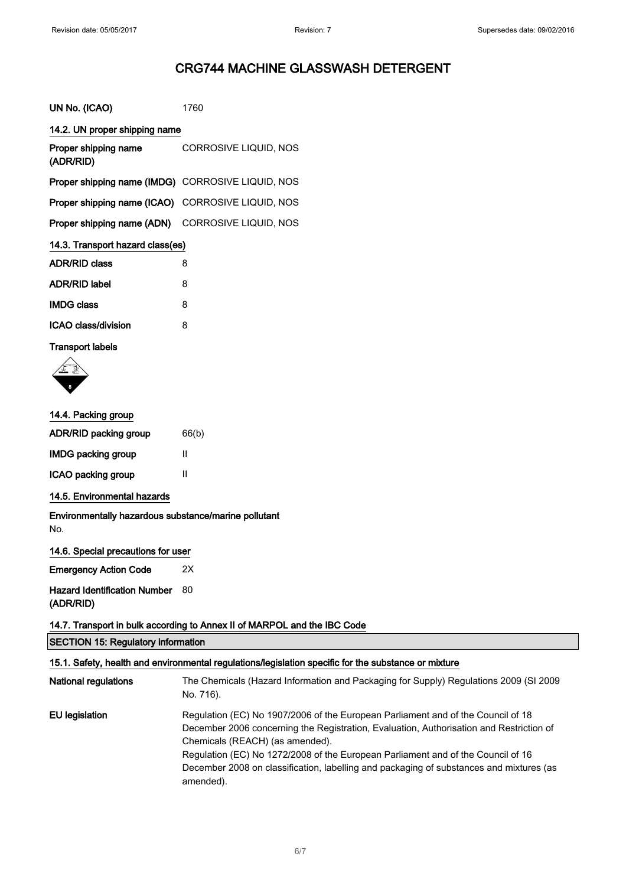# CRG744 MACHINE GLASSWASH DETERGENT

| | |
|---|---|
| **UN No. (ICAO)** | 1760 |

### 14.2. UN proper shipping name

| | |
|---|---|
| **Proper shipping name (ADR/RID)** | CORROSIVE LIQUID, NOS |
| **Proper shipping name (IMDG)** | CORROSIVE LIQUID, NOS |
| **Proper shipping name (ICAO)** | CORROSIVE LIQUID, NOS |
| **Proper shipping name (ADN)** | CORROSIVE LIQUID, NOS |

### 14.3. Transport hazard class(es)

| | |
|---|---|
| **ADR/RID class** | 8 |
| **ADR/RID label** | 8 |
| **IMDG class** | 8 |
| **ICAO class/division** | 8 |

**Transport labels**

### 14.4. Packing group

| | |
|---|---|
| **ADR/RID packing group** | 66(b) |
| **IMDG packing group** | II |
| **ICAO packing group** | II |

### 14.5. Environmental hazards

**Environmentally hazardous substance/marine pollutant**

No.

### 14.6. Special precautions for user

| | |
|---|---|
| **Emergency Action Code** | 2X |
| **Hazard Identification Number (ADR/RID)** | 80 |

### 14.7. Transport in bulk according to Annex II of MARPOL and the IBC Code

## SECTION 15: Regulatory information

### 15.1. Safety, health and environmental regulations/legislation specific for the substance or mixture

| | |
|---|---|
| **National regulations** | The Chemicals (Hazard Information and Packaging for Supply) Regulations 2009 (SI 2009 No. 716). |
| **EU legislation** | Regulation (EC) No 1907/2006 of the European Parliament and of the Council of 18 December 2006 concerning the Registration, Evaluation, Authorisation and Restriction of Chemicals (REACH) (as amended).<br>Regulation (EC) No 1272/2008 of the European Parliament and of the Council of 16 December 2008 on classification, labelling and packaging of substances and mixtures (as amended). |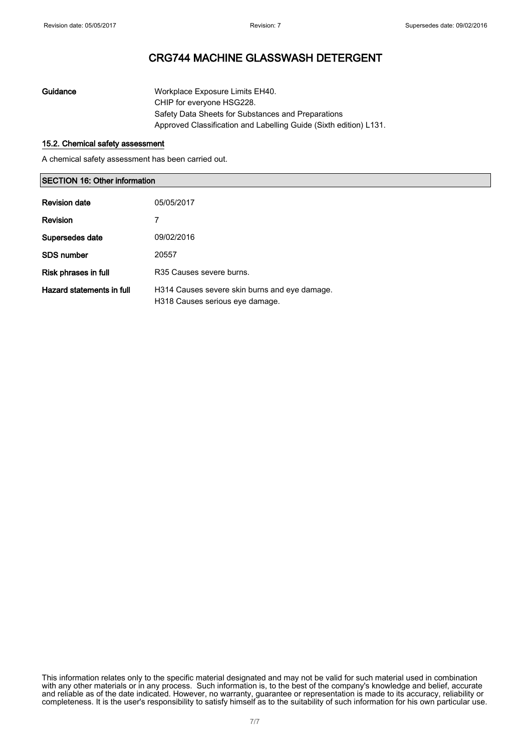# CRG744 MACHINE GLASSWASH DETERGENT

| | |
|---|---|
| **Guidance** | Workplace Exposure Limits EH40.<br>CHIP for everyone HSG228.<br>Safety Data Sheets for Substances and Preparations<br>Approved Classification and Labelling Guide (Sixth edition) L131. |

### 15.2. Chemical safety assessment

A chemical safety assessment has been carried out.

## SECTION 16: Other information

| | |
|---|---|
| **Revision date** | 05/05/2017 |
| **Revision** | 7 |
| **Supersedes date** | 09/02/2016 |
| **SDS number** | 20557 |
| **Risk phrases in full** | R35 Causes severe burns. |
| **Hazard statements in full** | H314 Causes severe skin burns and eye damage.<br>H318 Causes serious eye damage. |

This information relates only to the specific material designated and may not be valid for such material used in combination with any other materials or in any process. Such information is, to the best of the company's knowledge and belief, accurate and reliable as of the date indicated. However, no warranty, guarantee or representation is made to its accuracy, reliability or completeness. It is the user's responsibility to satisfy himself as to the suitability of such information for his own particular use.